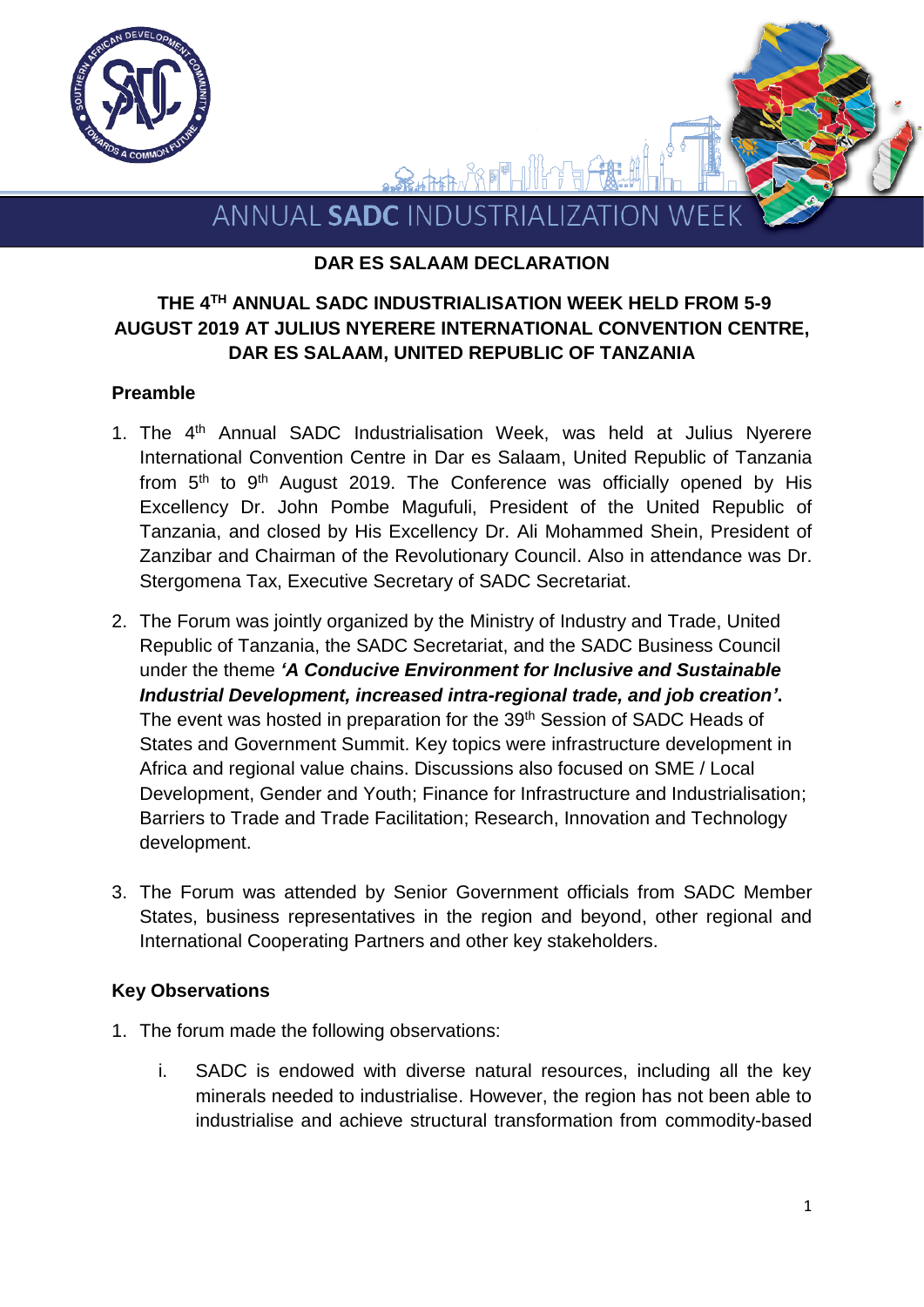ANNUAL **SADC** INDUSTRIALIZATION WEEK

# DAR ES SALAAM DECLARATION

## THE 4TH ANNUAL SADC INDUSTRIALISATION WEEK HELD FROM 5-9 AUGUST 2019 AT JULIUS NYERERE INTERNATIONAL CONVENTION CENTRE, DAR ES SALAAM, UNITED REPUBLIC OF TANZANIA

### Preamble

1. The 4th Annual SADC Industrialisation Week, was held at Julius Nyerere International Convention Centre in Dar es Salaam, United Republic of Tanzania from 5th to 9th August 2019. The Conference was officially opened by His Excellency Dr. John Pombe Magufuli, President of the United Republic of Tanzania, and closed by His Excellency Dr. Ali Mohammed Shein, President of Zanzibar and Chairman of the Revolutionary Council. Also in attendance was Dr. Stergomena Tax, Executive Secretary of SADC Secretariat.

2. The Forum was jointly organized by the Ministry of Industry and Trade, United Republic of Tanzania, the SADC Secretariat, and the SADC Business Council under the theme ***'A Conducive Environment for Inclusive and Sustainable Industrial Development, increased intra-regional trade, and job creation'***. The event was hosted in preparation for the 39th Session of SADC Heads of States and Government Summit. Key topics were infrastructure development in Africa and regional value chains. Discussions also focused on SME / Local Development, Gender and Youth; Finance for Infrastructure and Industrialisation; Barriers to Trade and Trade Facilitation; Research, Innovation and Technology development.

3. The Forum was attended by Senior Government officials from SADC Member States, business representatives in the region and beyond, other regional and International Cooperating Partners and other key stakeholders.

### Key Observations

1. The forum made the following observations:

   i. SADC is endowed with diverse natural resources, including all the key minerals needed to industrialise. However, the region has not been able to industrialise and achieve structural transformation from commodity-based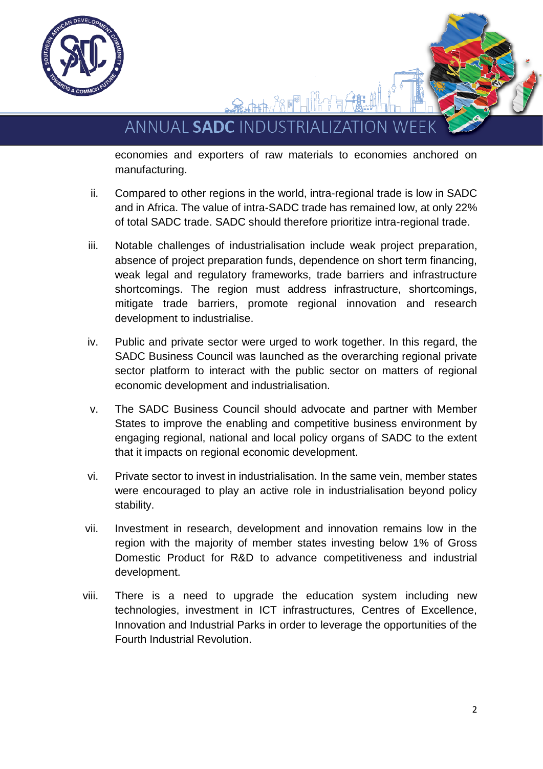economies and exporters of raw materials to economies anchored on manufacturing.

ii. Compared to other regions in the world, intra-regional trade is low in SADC and in Africa. The value of intra-SADC trade has remained low, at only 22% of total SADC trade. SADC should therefore prioritize intra-regional trade.

iii. Notable challenges of industrialisation include weak project preparation, absence of project preparation funds, dependence on short term financing, weak legal and regulatory frameworks, trade barriers and infrastructure shortcomings. The region must address infrastructure, shortcomings, mitigate trade barriers, promote regional innovation and research development to industrialise.

iv. Public and private sector were urged to work together. In this regard, the SADC Business Council was launched as the overarching regional private sector platform to interact with the public sector on matters of regional economic development and industrialisation.

v. The SADC Business Council should advocate and partner with Member States to improve the enabling and competitive business environment by engaging regional, national and local policy organs of SADC to the extent that it impacts on regional economic development.

vi. Private sector to invest in industrialisation. In the same vein, member states were encouraged to play an active role in industrialisation beyond policy stability.

vii. Investment in research, development and innovation remains low in the region with the majority of member states investing below 1% of Gross Domestic Product for R&D to advance competitiveness and industrial development.

viii. There is a need to upgrade the education system including new technologies, investment in ICT infrastructures, Centres of Excellence, Innovation and Industrial Parks in order to leverage the opportunities of the Fourth Industrial Revolution.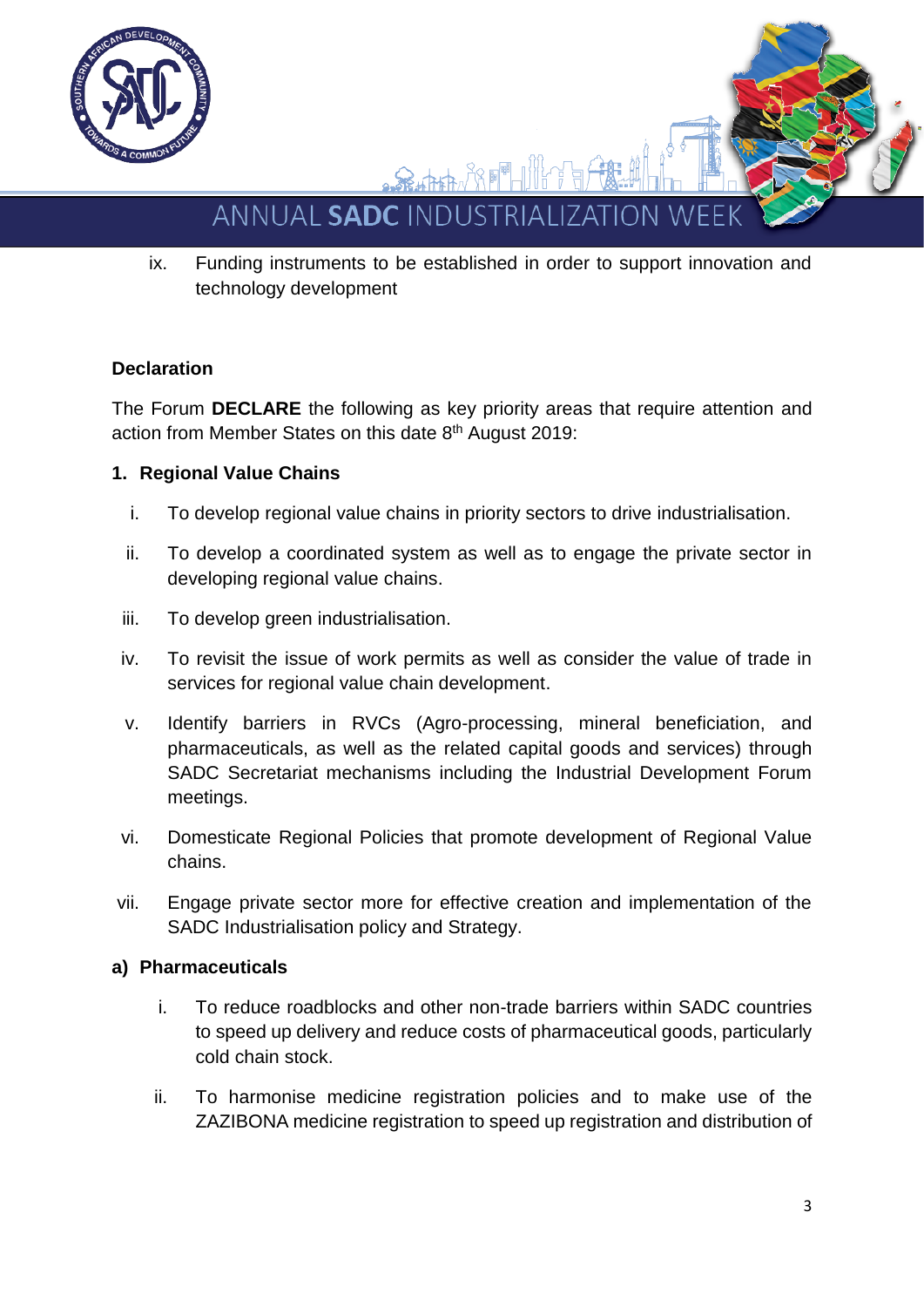ix. Funding instruments to be established in order to support innovation and technology development

**Declaration**

The Forum **DECLARE** the following as key priority areas that require attention and action from Member States on this date 8th August 2019:

**1. Regional Value Chains**

i. To develop regional value chains in priority sectors to drive industrialisation.

ii. To develop a coordinated system as well as to engage the private sector in developing regional value chains.

iii. To develop green industrialisation.

iv. To revisit the issue of work permits as well as consider the value of trade in services for regional value chain development.

v. Identify barriers in RVCs (Agro-processing, mineral beneficiation, and pharmaceuticals, as well as the related capital goods and services) through SADC Secretariat mechanisms including the Industrial Development Forum meetings.

vi. Domesticate Regional Policies that promote development of Regional Value chains.

vii. Engage private sector more for effective creation and implementation of the SADC Industrialisation policy and Strategy.

**a) Pharmaceuticals**

i. To reduce roadblocks and other non-trade barriers within SADC countries to speed up delivery and reduce costs of pharmaceutical goods, particularly cold chain stock.

ii. To harmonise medicine registration policies and to make use of the ZAZIBONA medicine registration to speed up registration and distribution of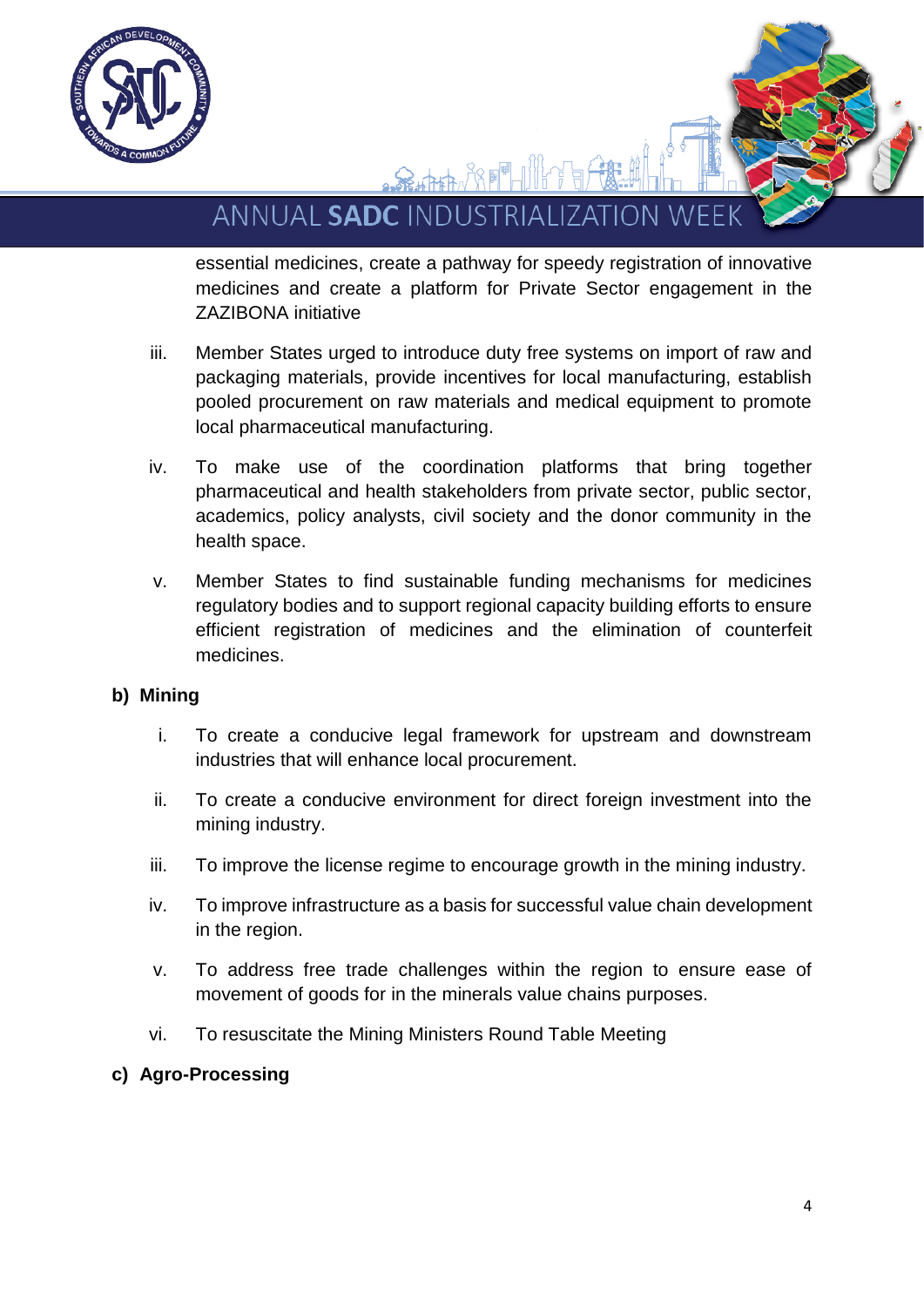essential medicines, create a pathway for speedy registration of innovative medicines and create a platform for Private Sector engagement in the ZAZIBONA initiative

iii. Member States urged to introduce duty free systems on import of raw and packaging materials, provide incentives for local manufacturing, establish pooled procurement on raw materials and medical equipment to promote local pharmaceutical manufacturing.

iv. To make use of the coordination platforms that bring together pharmaceutical and health stakeholders from private sector, public sector, academics, policy analysts, civil society and the donor community in the health space.

v. Member States to find sustainable funding mechanisms for medicines regulatory bodies and to support regional capacity building efforts to ensure efficient registration of medicines and the elimination of counterfeit medicines.

**b) Mining**

i. To create a conducive legal framework for upstream and downstream industries that will enhance local procurement.

ii. To create a conducive environment for direct foreign investment into the mining industry.

iii. To improve the license regime to encourage growth in the mining industry.

iv. To improve infrastructure as a basis for successful value chain development in the region.

v. To address free trade challenges within the region to ensure ease of movement of goods for in the minerals value chains purposes.

vi. To resuscitate the Mining Ministers Round Table Meeting

**c) Agro-Processing**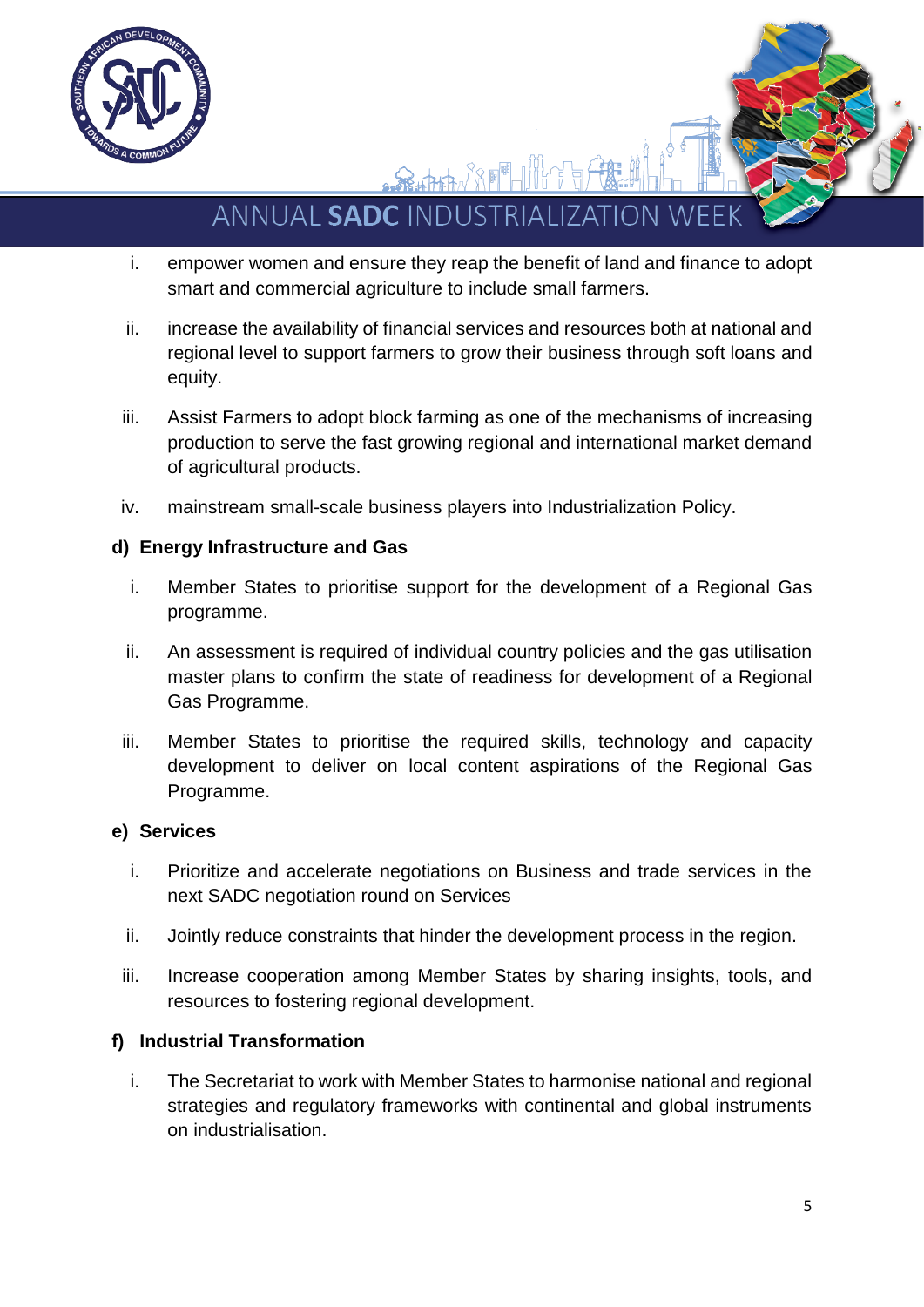i. empower women and ensure they reap the benefit of land and finance to adopt smart and commercial agriculture to include small farmers.

ii. increase the availability of financial services and resources both at national and regional level to support farmers to grow their business through soft loans and equity.

iii. Assist Farmers to adopt block farming as one of the mechanisms of increasing production to serve the fast growing regional and international market demand of agricultural products.

iv. mainstream small-scale business players into Industrialization Policy.

**d) Energy Infrastructure and Gas**

i. Member States to prioritise support for the development of a Regional Gas programme.

ii. An assessment is required of individual country policies and the gas utilisation master plans to confirm the state of readiness for development of a Regional Gas Programme.

iii. Member States to prioritise the required skills, technology and capacity development to deliver on local content aspirations of the Regional Gas Programme.

**e) Services**

i. Prioritize and accelerate negotiations on Business and trade services in the next SADC negotiation round on Services

ii. Jointly reduce constraints that hinder the development process in the region.

iii. Increase cooperation among Member States by sharing insights, tools, and resources to fostering regional development.

**f) Industrial Transformation**

i. The Secretariat to work with Member States to harmonise national and regional strategies and regulatory frameworks with continental and global instruments on industrialisation.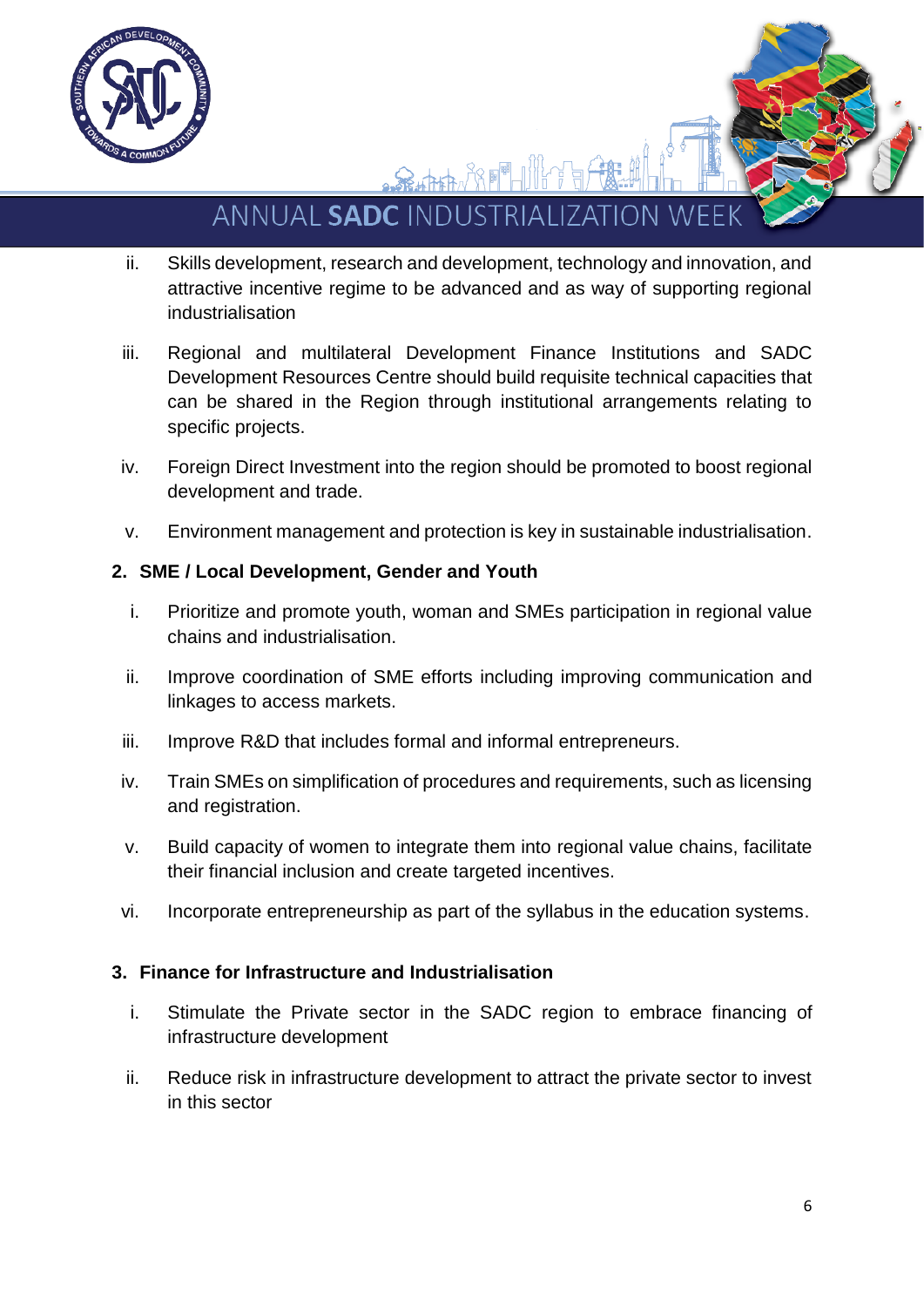ii. Skills development, research and development, technology and innovation, and attractive incentive regime to be advanced and as way of supporting regional industrialisation

iii. Regional and multilateral Development Finance Institutions and SADC Development Resources Centre should build requisite technical capacities that can be shared in the Region through institutional arrangements relating to specific projects.

iv. Foreign Direct Investment into the region should be promoted to boost regional development and trade.

v. Environment management and protection is key in sustainable industrialisation.

**2. SME / Local Development, Gender and Youth**

i. Prioritize and promote youth, woman and SMEs participation in regional value chains and industrialisation.

ii. Improve coordination of SME efforts including improving communication and linkages to access markets.

iii. Improve R&D that includes formal and informal entrepreneurs.

iv. Train SMEs on simplification of procedures and requirements, such as licensing and registration.

v. Build capacity of women to integrate them into regional value chains, facilitate their financial inclusion and create targeted incentives.

vi. Incorporate entrepreneurship as part of the syllabus in the education systems.

**3. Finance for Infrastructure and Industrialisation**

i. Stimulate the Private sector in the SADC region to embrace financing of infrastructure development

ii. Reduce risk in infrastructure development to attract the private sector to invest in this sector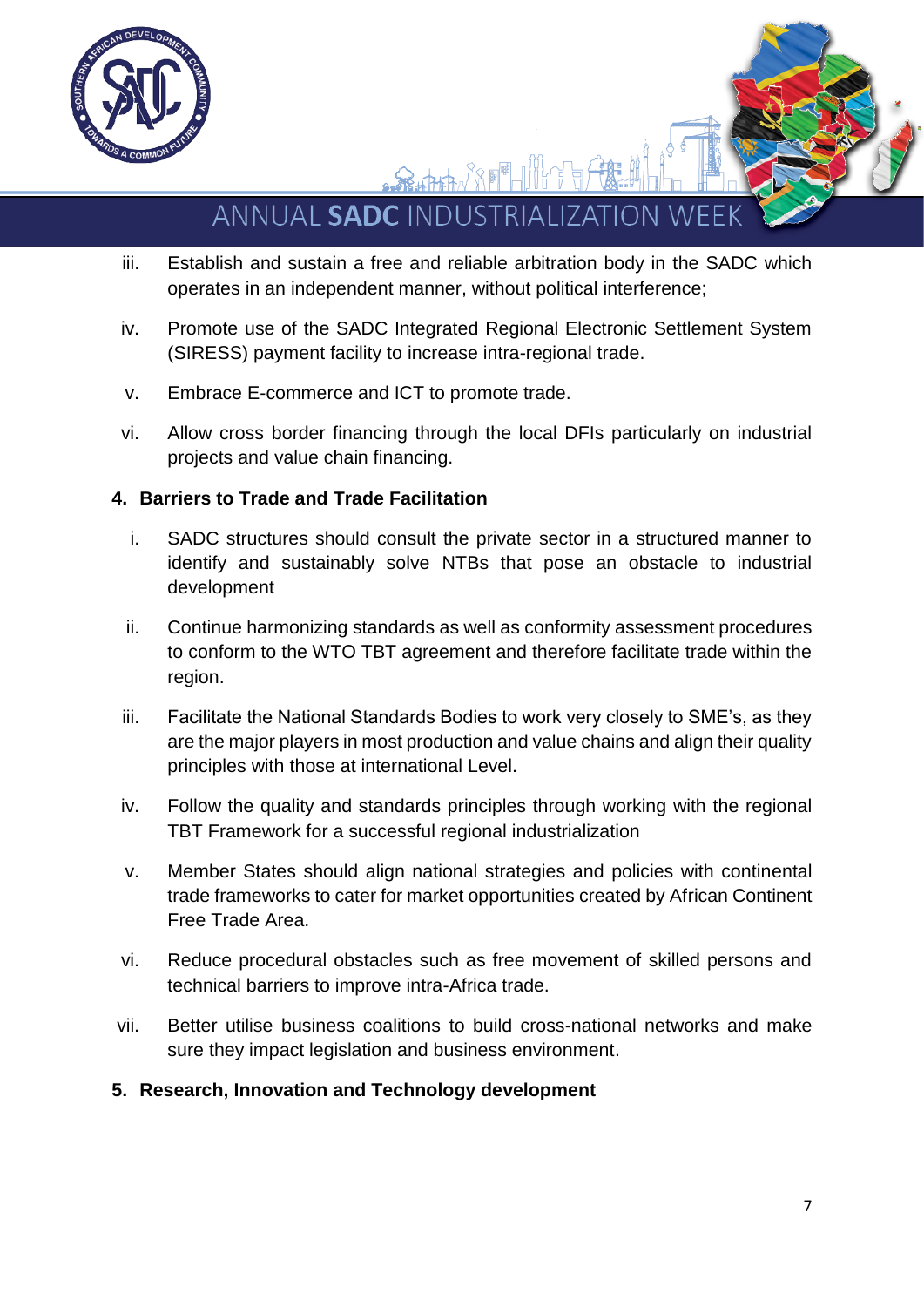iii. Establish and sustain a free and reliable arbitration body in the SADC which operates in an independent manner, without political interference;

iv. Promote use of the SADC Integrated Regional Electronic Settlement System (SIRESS) payment facility to increase intra-regional trade.

v. Embrace E-commerce and ICT to promote trade.

vi. Allow cross border financing through the local DFIs particularly on industrial projects and value chain financing.

**4. Barriers to Trade and Trade Facilitation**

i. SADC structures should consult the private sector in a structured manner to identify and sustainably solve NTBs that pose an obstacle to industrial development

ii. Continue harmonizing standards as well as conformity assessment procedures to conform to the WTO TBT agreement and therefore facilitate trade within the region.

iii. Facilitate the National Standards Bodies to work very closely to SME's, as they are the major players in most production and value chains and align their quality principles with those at international Level.

iv. Follow the quality and standards principles through working with the regional TBT Framework for a successful regional industrialization

v. Member States should align national strategies and policies with continental trade frameworks to cater for market opportunities created by African Continent Free Trade Area.

vi. Reduce procedural obstacles such as free movement of skilled persons and technical barriers to improve intra-Africa trade.

vii. Better utilise business coalitions to build cross-national networks and make sure they impact legislation and business environment.

**5. Research, Innovation and Technology development**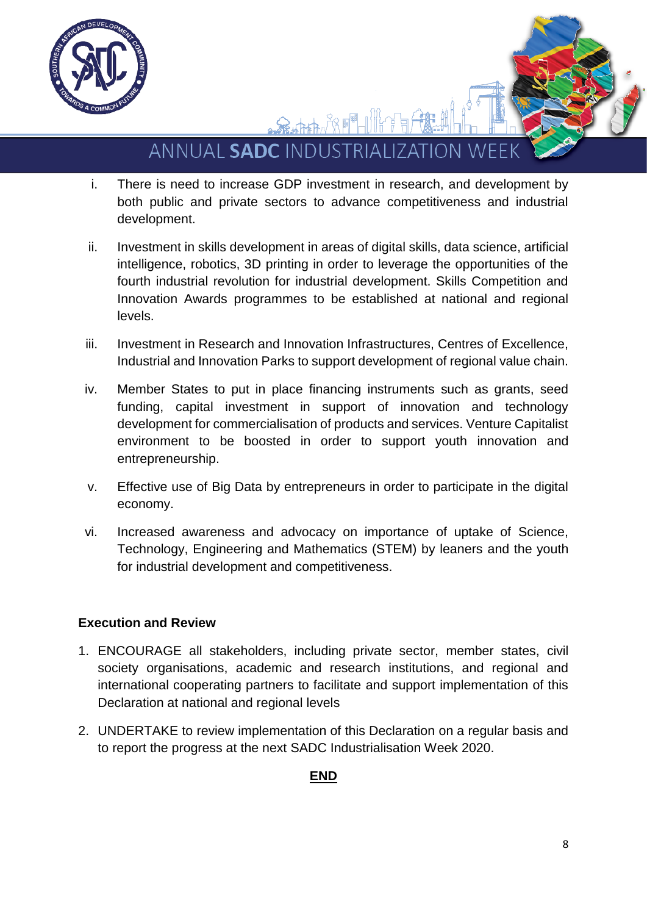i. There is need to increase GDP investment in research, and development by both public and private sectors to advance competitiveness and industrial development.

ii. Investment in skills development in areas of digital skills, data science, artificial intelligence, robotics, 3D printing in order to leverage the opportunities of the fourth industrial revolution for industrial development. Skills Competition and Innovation Awards programmes to be established at national and regional levels.

iii. Investment in Research and Innovation Infrastructures, Centres of Excellence, Industrial and Innovation Parks to support development of regional value chain.

iv. Member States to put in place financing instruments such as grants, seed funding, capital investment in support of innovation and technology development for commercialisation of products and services. Venture Capitalist environment to be boosted in order to support youth innovation and entrepreneurship.

v. Effective use of Big Data by entrepreneurs in order to participate in the digital economy.

vi. Increased awareness and advocacy on importance of uptake of Science, Technology, Engineering and Mathematics (STEM) by leaners and the youth for industrial development and competitiveness.

**Execution and Review**

1. ENCOURAGE all stakeholders, including private sector, member states, civil society organisations, academic and research institutions, and regional and international cooperating partners to facilitate and support implementation of this Declaration at national and regional levels
2. UNDERTAKE to review implementation of this Declaration on a regular basis and to report the progress at the next SADC Industrialisation Week 2020.

**END**